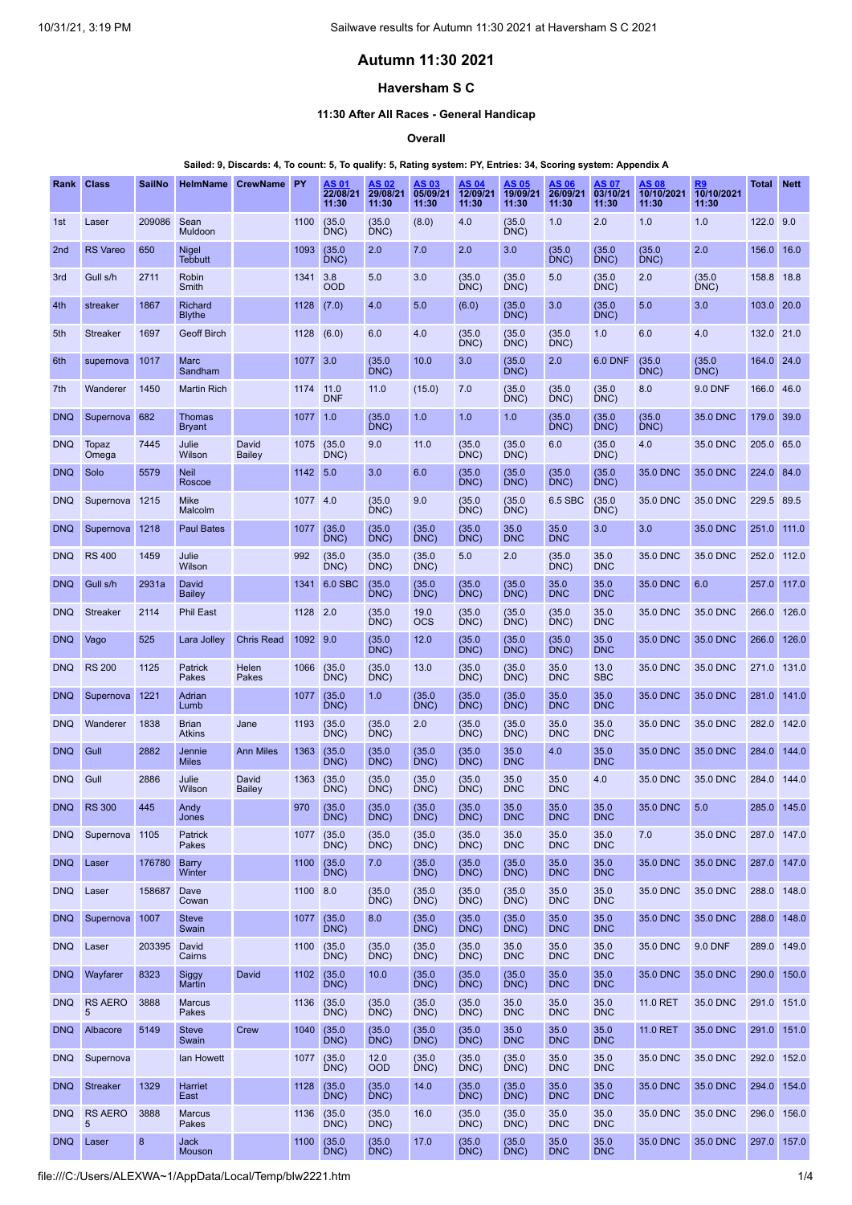# Autumn 11:30 2021

## Haversham S C

### 11:30 After All Races - General Handicap

#### Overall

**Sailed: 9, Discards: 4, To count: 5, To qualify: 5, Rating system: PY, Entries: 34, Scoring system: Appendix A**

| Rank | Class | SailNo | HelmName | CrewName | PY | AS 01 22/08/21 11:30 | AS 02 29/08/21 11:30 | AS 03 05/09/21 11:30 | AS 04 12/09/21 11:30 | AS 05 19/09/21 11:30 | AS 06 26/09/21 11:30 | AS 07 03/10/21 11:30 | AS 08 10/10/2021 11:30 | R9 10/10/2021 11:30 | Total | Nett |
|---|---|---|---|---|---|---|---|---|---|---|---|---|---|---|---|---|
| 1st | Laser | 209086 | Sean Muldoon | | 1100 | (35.0 DNC) | (35.0 DNC) | (8.0) | 4.0 | (35.0 DNC) | 1.0 | 2.0 | 1.0 | 1.0 | 122.0 | 9.0 |
| 2nd | RS Vareo | 650 | Nigel Tebbutt | | 1093 | (35.0 DNC) | 2.0 | 7.0 | 2.0 | 3.0 | (35.0 DNC) | (35.0 DNC) | (35.0 DNC) | 2.0 | 156.0 | 16.0 |
| 3rd | Gull s/h | 2711 | Robin Smith | | 1341 | 3.8 OOD | 5.0 | 3.0 | (35.0 DNC) | (35.0 DNC) | 5.0 | (35.0 DNC) | 2.0 | (35.0 DNC) | 158.8 | 18.8 |
| 4th | streaker | 1867 | Richard Blythe | | 1128 | (7.0) | 4.0 | 5.0 | (6.0) | (35.0 DNC) | 3.0 | (35.0 DNC) | 5.0 | 3.0 | 103.0 | 20.0 |
| 5th | Streaker | 1697 | Geoff Birch | | 1128 | (6.0) | 6.0 | 4.0 | (35.0 DNC) | (35.0 DNC) | (35.0 DNC) | 1.0 | 6.0 | 4.0 | 132.0 | 21.0 |
| 6th | supernova | 1017 | Marc Sandham | | 1077 | 3.0 | (35.0 DNC) | 10.0 | 3.0 | (35.0 DNC) | 2.0 | 6.0 DNF | (35.0 DNC) | (35.0 DNC) | 164.0 | 24.0 |
| 7th | Wanderer | 1450 | Martin Rich | | 1174 | 11.0 DNF | 11.0 | (15.0) | 7.0 | (35.0 DNC) | (35.0 DNC) | (35.0 DNC) | 8.0 | 9.0 DNF | 166.0 | 46.0 |
| DNQ | Supernova | 682 | Thomas Bryant | | 1077 | 1.0 | (35.0 DNC) | 1.0 | 1.0 | 1.0 | (35.0 DNC) | (35.0 DNC) | (35.0 DNC) | 35.0 DNC | 179.0 | 39.0 |
| DNQ | Topaz Omega | 7445 | Julie Wilson | David Bailey | 1075 | (35.0 DNC) | 9.0 | 11.0 | (35.0 DNC) | (35.0 DNC) | 6.0 | (35.0 DNC) | 4.0 | 35.0 DNC | 205.0 | 65.0 |
| DNQ | Solo | 5579 | Neil Roscoe | | 1142 | 5.0 | 3.0 | 6.0 | (35.0 DNC) | (35.0 DNC) | (35.0 DNC) | (35.0 DNC) | 35.0 DNC | 35.0 DNC | 224.0 | 84.0 |
| DNQ | Supernova | 1215 | Mike Malcolm | | 1077 | 4.0 | (35.0 DNC) | 9.0 | (35.0 DNC) | (35.0 DNC) | 6.5 SBC | (35.0 DNC) | 35.0 DNC | 35.0 DNC | 229.5 | 89.5 |
| DNQ | Supernova | 1218 | Paul Bates | | 1077 | (35.0 DNC) | (35.0 DNC) | (35.0 DNC) | (35.0 DNC) | 35.0 DNC | 35.0 DNC | 3.0 | 3.0 | 35.0 DNC | 251.0 | 111.0 |
| DNQ | RS 400 | 1459 | Julie Wilson | | 992 | (35.0 DNC) | (35.0 DNC) | (35.0 DNC) | 5.0 | 2.0 | (35.0 DNC) | 35.0 DNC | 35.0 DNC | 35.0 DNC | 252.0 | 112.0 |
| DNQ | Gull s/h | 2931a | David Bailey | | 1341 | 6.0 SBC | (35.0 DNC) | (35.0 DNC) | (35.0 DNC) | (35.0 DNC) | 35.0 DNC | 35.0 DNC | 35.0 DNC | 6.0 | 257.0 | 117.0 |
| DNQ | Streaker | 2114 | Phil East | | 1128 | 2.0 | (35.0 DNC) | 19.0 OCS | (35.0 DNC) | (35.0 DNC) | (35.0 DNC) | 35.0 DNC | 35.0 DNC | 35.0 DNC | 266.0 | 126.0 |
| DNQ | Vago | 525 | Lara Jolley | Chris Read | 1092 | 9.0 | (35.0 DNC) | 12.0 | (35.0 DNC) | (35.0 DNC) | (35.0 DNC) | 35.0 DNC | 35.0 DNC | 35.0 DNC | 266.0 | 126.0 |
| DNQ | RS 200 | 1125 | Patrick Pakes | Helen Pakes | 1066 | (35.0 DNC) | (35.0 DNC) | 13.0 | (35.0 DNC) | (35.0 DNC) | 35.0 DNC | 13.0 SBC | 35.0 DNC | 35.0 DNC | 271.0 | 131.0 |
| DNQ | Supernova | 1221 | Adrian Lumb | | 1077 | (35.0 DNC) | 1.0 | (35.0 DNC) | (35.0 DNC) | (35.0 DNC) | 35.0 DNC | 35.0 DNC | 35.0 DNC | 35.0 DNC | 281.0 | 141.0 |
| DNQ | Wanderer | 1838 | Brian Atkins | Jane | 1193 | (35.0 DNC) | (35.0 DNC) | 2.0 | (35.0 DNC) | (35.0 DNC) | 35.0 DNC | 35.0 DNC | 35.0 DNC | 35.0 DNC | 282.0 | 142.0 |
| DNQ | Gull | 2882 | Jennie Miles | Ann Miles | 1363 | (35.0 DNC) | (35.0 DNC) | (35.0 DNC) | (35.0 DNC) | 35.0 DNC | 4.0 | 35.0 DNC | 35.0 DNC | 35.0 DNC | 284.0 | 144.0 |
| DNQ | Gull | 2886 | Julie Wilson | David Bailey | 1363 | (35.0 DNC) | (35.0 DNC) | (35.0 DNC) | (35.0 DNC) | 35.0 DNC | 35.0 DNC | 4.0 | 35.0 DNC | 35.0 DNC | 284.0 | 144.0 |
| DNQ | RS 300 | 445 | Andy Jones | | 970 | (35.0 DNC) | (35.0 DNC) | (35.0 DNC) | (35.0 DNC) | 35.0 DNC | 35.0 DNC | 35.0 DNC | 35.0 DNC | 5.0 | 285.0 | 145.0 |
| DNQ | Supernova | 1105 | Patrick Pakes | | 1077 | (35.0 DNC) | (35.0 DNC) | (35.0 DNC) | (35.0 DNC) | 35.0 DNC | 35.0 DNC | 35.0 DNC | 7.0 | 35.0 DNC | 287.0 | 147.0 |
| DNQ | Laser | 176780 | Barry Winter | | 1100 | (35.0 DNC) | 7.0 | (35.0 DNC) | (35.0 DNC) | (35.0 DNC) | 35.0 DNC | 35.0 DNC | 35.0 DNC | 35.0 DNC | 287.0 | 147.0 |
| DNQ | Laser | 158687 | Dave Cowan | | 1100 | 8.0 | (35.0 DNC) | (35.0 DNC) | (35.0 DNC) | (35.0 DNC) | 35.0 DNC | 35.0 DNC | 35.0 DNC | 35.0 DNC | 288.0 | 148.0 |
| DNQ | Supernova | 1007 | Steve Swain | | 1077 | (35.0 DNC) | 8.0 | (35.0 DNC) | (35.0 DNC) | (35.0 DNC) | 35.0 DNC | 35.0 DNC | 35.0 DNC | 35.0 DNC | 288.0 | 148.0 |
| DNQ | Laser | 203395 | David Cairns | | 1100 | (35.0 DNC) | (35.0 DNC) | (35.0 DNC) | (35.0 DNC) | 35.0 DNC | 35.0 DNC | 35.0 DNC | 35.0 DNC | 9.0 DNF | 289.0 | 149.0 |
| DNQ | Wayfarer | 8323 | Siggy Martin | David | 1102 | (35.0 DNC) | 10.0 | (35.0 DNC) | (35.0 DNC) | (35.0 DNC) | 35.0 DNC | 35.0 DNC | 35.0 DNC | 35.0 DNC | 290.0 | 150.0 |
| DNQ | RS AERO 5 | 3888 | Marcus Pakes | | 1136 | (35.0 DNC) | (35.0 DNC) | (35.0 DNC) | (35.0 DNC) | 35.0 DNC | 35.0 DNC | 35.0 DNC | 11.0 RET | 35.0 DNC | 291.0 | 151.0 |
| DNQ | Albacore | 5149 | Steve Swain | Crew | 1040 | (35.0 DNC) | (35.0 DNC) | (35.0 DNC) | (35.0 DNC) | 35.0 DNC | 35.0 DNC | 35.0 DNC | 11.0 RET | 35.0 DNC | 291.0 | 151.0 |
| DNQ | Supernova | | Ian Howett | | 1077 | (35.0 DNC) | 12.0 OOD | (35.0 DNC) | (35.0 DNC) | (35.0 DNC) | 35.0 DNC | 35.0 DNC | 35.0 DNC | 35.0 DNC | 292.0 | 152.0 |
| DNQ | Streaker | 1329 | Harriet East | | 1128 | (35.0 DNC) | (35.0 DNC) | 14.0 | (35.0 DNC) | (35.0 DNC) | 35.0 DNC | 35.0 DNC | 35.0 DNC | 35.0 DNC | 294.0 | 154.0 |
| DNQ | RS AERO 5 | 3888 | Marcus Pakes | | 1136 | (35.0 DNC) | (35.0 DNC) | 16.0 | (35.0 DNC) | (35.0 DNC) | 35.0 DNC | 35.0 DNC | 35.0 DNC | 35.0 DNC | 296.0 | 156.0 |
| DNQ | Laser | 8 | Jack Mouson | | 1100 | (35.0 DNC) | (35.0 DNC) | 17.0 | (35.0 DNC) | (35.0 DNC) | 35.0 DNC | 35.0 DNC | 35.0 DNC | 35.0 DNC | 297.0 | 157.0 |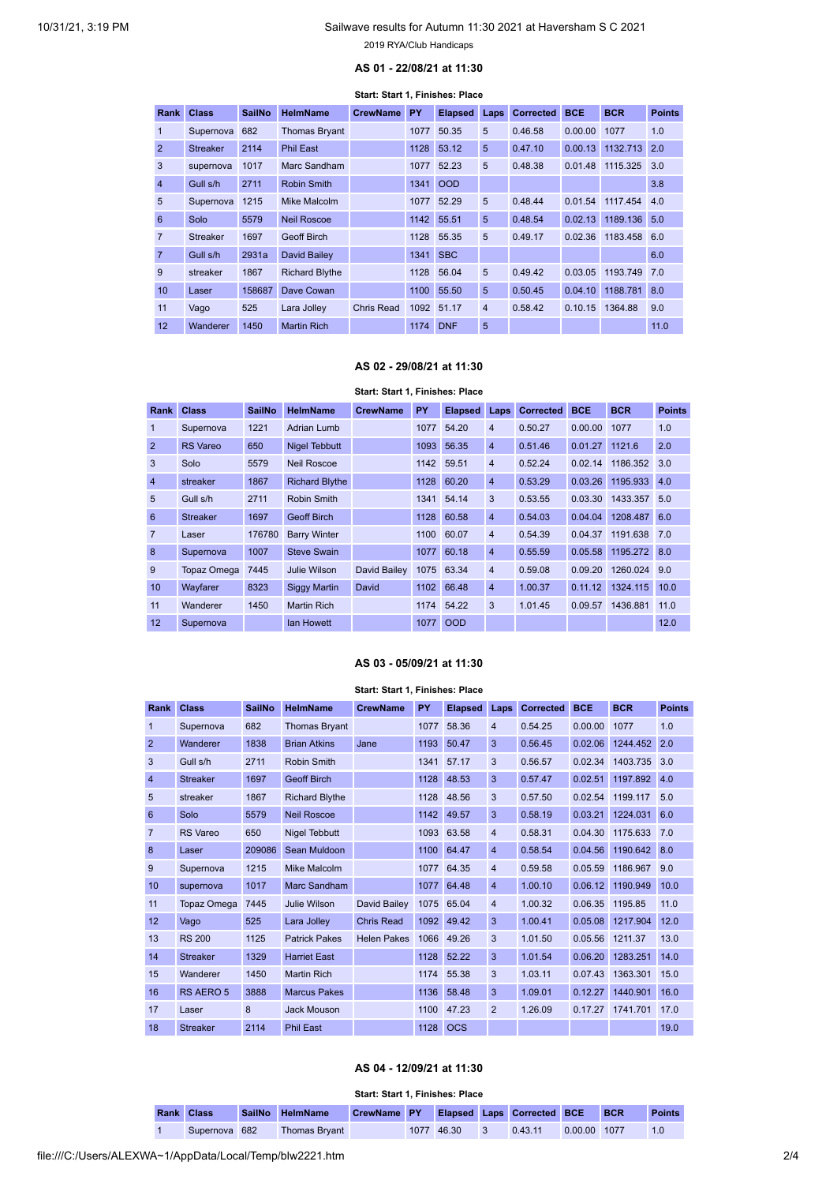### AS 01 - 22/08/21 at 11:30

**Start: Start 1, Finishes: Place**

| Rank | Class | SailNo | HelmName | CrewName | PY | Elapsed | Laps | Corrected | BCE | BCR | Points |
|---|---|---|---|---|---|---|---|---|---|---|---|
| 1 | Supernova | 682 | Thomas Bryant | | 1077 | 50.35 | 5 | 0.46.58 | 0.00.00 | 1077 | 1.0 |
| 2 | Streaker | 2114 | Phil East | | 1128 | 53.12 | 5 | 0.47.10 | 0.00.13 | 1132.713 | 2.0 |
| 3 | supernova | 1017 | Marc Sandham | | 1077 | 52.23 | 5 | 0.48.38 | 0.01.48 | 1115.325 | 3.0 |
| 4 | Gull s/h | 2711 | Robin Smith | | 1341 | OOD | | | | | 3.8 |
| 5 | Supernova | 1215 | Mike Malcolm | | 1077 | 52.29 | 5 | 0.48.44 | 0.01.54 | 1117.454 | 4.0 |
| 6 | Solo | 5579 | Neil Roscoe | | 1142 | 55.51 | 5 | 0.48.54 | 0.02.13 | 1189.136 | 5.0 |
| 7 | Streaker | 1697 | Geoff Birch | | 1128 | 55.35 | 5 | 0.49.17 | 0.02.36 | 1183.458 | 6.0 |
| 7 | Gull s/h | 2931a | David Bailey | | 1341 | SBC | | | | | 6.0 |
| 9 | streaker | 1867 | Richard Blythe | | 1128 | 56.04 | 5 | 0.49.42 | 0.03.05 | 1193.749 | 7.0 |
| 10 | Laser | 158687 | Dave Cowan | | 1100 | 55.50 | 5 | 0.50.45 | 0.04.10 | 1188.781 | 8.0 |
| 11 | Vago | 525 | Lara Jolley | Chris Read | 1092 | 51.17 | 4 | 0.58.42 | 0.10.15 | 1364.88 | 9.0 |
| 12 | Wanderer | 1450 | Martin Rich | | 1174 | DNF | 5 | | | | 11.0 |

### AS 02 - 29/08/21 at 11:30

**Start: Start 1, Finishes: Place**

| Rank | Class | SailNo | HelmName | CrewName | PY | Elapsed | Laps | Corrected | BCE | BCR | Points |
|---|---|---|---|---|---|---|---|---|---|---|---|
| 1 | Supernova | 1221 | Adrian Lumb | | 1077 | 54.20 | 4 | 0.50.27 | 0.00.00 | 1077 | 1.0 |
| 2 | RS Vareo | 650 | Nigel Tebbutt | | 1093 | 56.35 | 4 | 0.51.46 | 0.01.27 | 1121.6 | 2.0 |
| 3 | Solo | 5579 | Neil Roscoe | | 1142 | 59.51 | 4 | 0.52.24 | 0.02.14 | 1186.352 | 3.0 |
| 4 | streaker | 1867 | Richard Blythe | | 1128 | 60.20 | 4 | 0.53.29 | 0.03.26 | 1195.933 | 4.0 |
| 5 | Gull s/h | 2711 | Robin Smith | | 1341 | 54.14 | 3 | 0.53.55 | 0.03.30 | 1433.357 | 5.0 |
| 6 | Streaker | 1697 | Geoff Birch | | 1128 | 60.58 | 4 | 0.54.03 | 0.04.04 | 1208.487 | 6.0 |
| 7 | Laser | 176780 | Barry Winter | | 1100 | 60.07 | 4 | 0.54.39 | 0.04.37 | 1191.638 | 7.0 |
| 8 | Supernova | 1007 | Steve Swain | | 1077 | 60.18 | 4 | 0.55.59 | 0.05.58 | 1195.272 | 8.0 |
| 9 | Topaz Omega | 7445 | Julie Wilson | David Bailey | 1075 | 63.34 | 4 | 0.59.08 | 0.09.20 | 1260.024 | 9.0 |
| 10 | Wayfarer | 8323 | Siggy Martin | David | 1102 | 66.48 | 4 | 1.00.37 | 0.11.12 | 1324.115 | 10.0 |
| 11 | Wanderer | 1450 | Martin Rich | | 1174 | 54.22 | 3 | 1.01.45 | 0.09.57 | 1436.881 | 11.0 |
| 12 | Supernova | | Ian Howett | | 1077 | OOD | | | | | 12.0 |

### AS 03 - 05/09/21 at 11:30

**Start: Start 1, Finishes: Place**

| Rank | Class | SailNo | HelmName | CrewName | PY | Elapsed | Laps | Corrected | BCE | BCR | Points |
|---|---|---|---|---|---|---|---|---|---|---|---|
| 1 | Supernova | 682 | Thomas Bryant | | 1077 | 58.36 | 4 | 0.54.25 | 0.00.00 | 1077 | 1.0 |
| 2 | Wanderer | 1838 | Brian Atkins | Jane | 1193 | 50.47 | 3 | 0.56.45 | 0.02.06 | 1244.452 | 2.0 |
| 3 | Gull s/h | 2711 | Robin Smith | | 1341 | 57.17 | 3 | 0.56.57 | 0.02.34 | 1403.735 | 3.0 |
| 4 | Streaker | 1697 | Geoff Birch | | 1128 | 48.53 | 3 | 0.57.47 | 0.02.51 | 1197.892 | 4.0 |
| 5 | streaker | 1867 | Richard Blythe | | 1128 | 48.56 | 3 | 0.57.50 | 0.02.54 | 1199.117 | 5.0 |
| 6 | Solo | 5579 | Neil Roscoe | | 1142 | 49.57 | 3 | 0.58.19 | 0.03.21 | 1224.031 | 6.0 |
| 7 | RS Vareo | 650 | Nigel Tebbutt | | 1093 | 63.58 | 4 | 0.58.31 | 0.04.30 | 1175.633 | 7.0 |
| 8 | Laser | 209086 | Sean Muldoon | | 1100 | 64.47 | 4 | 0.58.54 | 0.04.56 | 1190.642 | 8.0 |
| 9 | Supernova | 1215 | Mike Malcolm | | 1077 | 64.35 | 4 | 0.59.58 | 0.05.59 | 1186.967 | 9.0 |
| 10 | supernova | 1017 | Marc Sandham | | 1077 | 64.48 | 4 | 1.00.10 | 0.06.12 | 1190.949 | 10.0 |
| 11 | Topaz Omega | 7445 | Julie Wilson | David Bailey | 1075 | 65.04 | 4 | 1.00.32 | 0.06.35 | 1195.85 | 11.0 |
| 12 | Vago | 525 | Lara Jolley | Chris Read | 1092 | 49.42 | 3 | 1.00.41 | 0.05.08 | 1217.904 | 12.0 |
| 13 | RS 200 | 1125 | Patrick Pakes | Helen Pakes | 1066 | 49.26 | 3 | 1.01.50 | 0.05.56 | 1211.37 | 13.0 |
| 14 | Streaker | 1329 | Harriet East | | 1128 | 52.22 | 3 | 1.01.54 | 0.06.20 | 1283.251 | 14.0 |
| 15 | Wanderer | 1450 | Martin Rich | | 1174 | 55.38 | 3 | 1.03.11 | 0.07.43 | 1363.301 | 15.0 |
| 16 | RS AERO 5 | 3888 | Marcus Pakes | | 1136 | 58.48 | 3 | 1.09.01 | 0.12.27 | 1440.901 | 16.0 |
| 17 | Laser | 8 | Jack Mouson | | 1100 | 47.23 | 2 | 1.26.09 | 0.17.27 | 1741.701 | 17.0 |
| 18 | Streaker | 2114 | Phil East | | 1128 | OCS | | | | | 19.0 |

### AS 04 - 12/09/21 at 11:30

**Start: Start 1, Finishes: Place**

| Rank | Class | SailNo | HelmName | CrewName | PY | Elapsed | Laps | Corrected | BCE | BCR | Points |
|---|---|---|---|---|---|---|---|---|---|---|---|
| 1 | Supernova | 682 | Thomas Bryant | | 1077 | 46.30 | 3 | 0.43.11 | 0.00.00 | 1077 | 1.0 |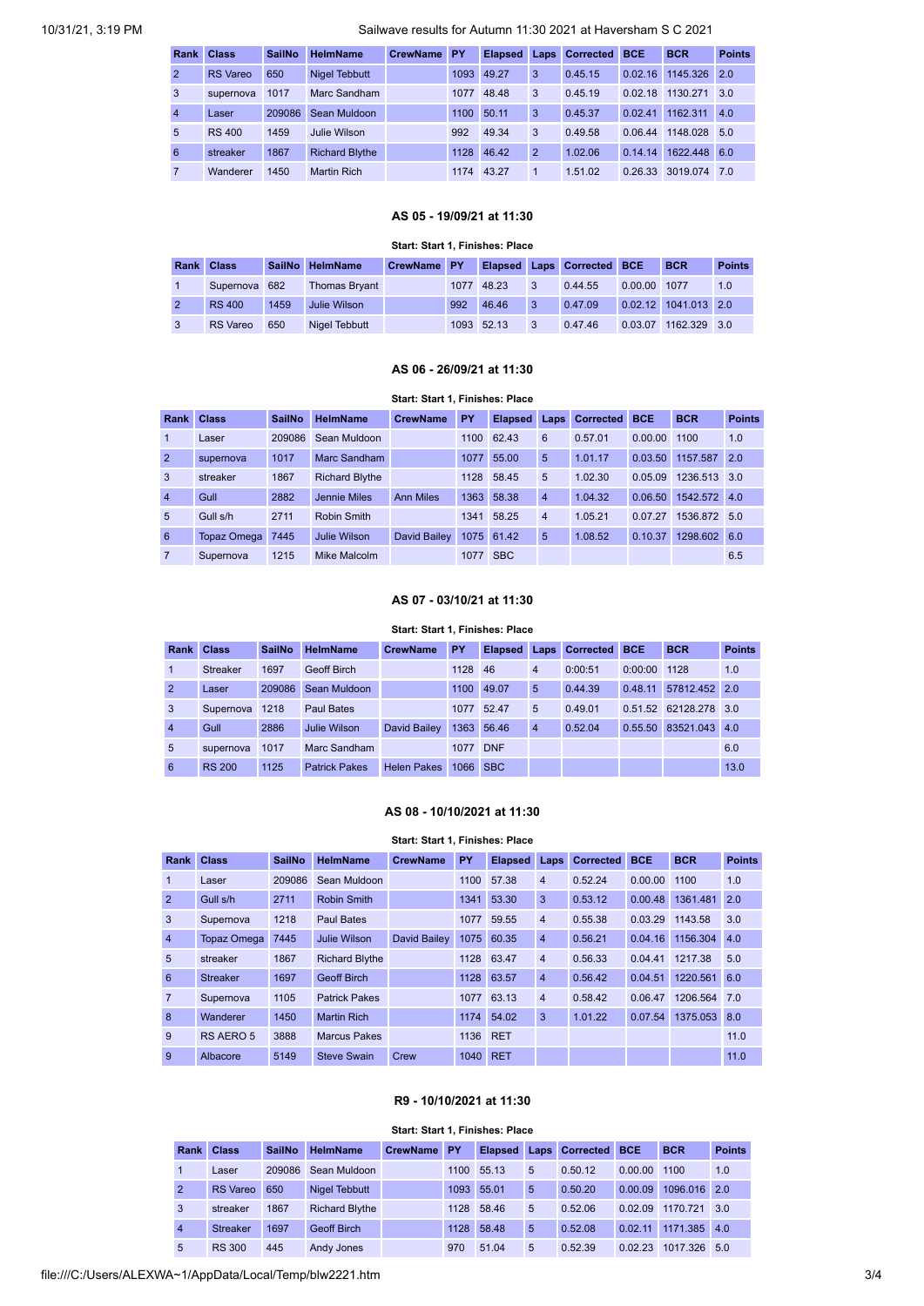| Rank | Class | SailNo | HelmName | CrewName | PY | Elapsed | Laps | Corrected | BCE | BCR | Points |
|---|---|---|---|---|---|---|---|---|---|---|---|
| 2 | RS Vareo | 650 | Nigel Tebbutt | | 1093 | 49.27 | 3 | 0.45.15 | 0.02.16 | 1145.326 | 2.0 |
| 3 | supernova | 1017 | Marc Sandham | | 1077 | 48.48 | 3 | 0.45.19 | 0.02.18 | 1130.271 | 3.0 |
| 4 | Laser | 209086 | Sean Muldoon | | 1100 | 50.11 | 3 | 0.45.37 | 0.02.41 | 1162.311 | 4.0 |
| 5 | RS 400 | 1459 | Julie Wilson | | 992 | 49.34 | 3 | 0.49.58 | 0.06.44 | 1148.028 | 5.0 |
| 6 | streaker | 1867 | Richard Blythe | | 1128 | 46.42 | 2 | 1.02.06 | 0.14.14 | 1622.448 | 6.0 |
| 7 | Wanderer | 1450 | Martin Rich | | 1174 | 43.27 | 1 | 1.51.02 | 0.26.33 | 3019.074 | 7.0 |

### AS 05 - 19/09/21 at 11:30

**Start: Start 1, Finishes: Place**

| Rank | Class | SailNo | HelmName | CrewName | PY | Elapsed | Laps | Corrected | BCE | BCR | Points |
|---|---|---|---|---|---|---|---|---|---|---|---|
| 1 | Supernova | 682 | Thomas Bryant | | 1077 | 48.23 | 3 | 0.44.55 | 0.00.00 | 1077 | 1.0 |
| 2 | RS 400 | 1459 | Julie Wilson | | 992 | 46.46 | 3 | 0.47.09 | 0.02.12 | 1041.013 | 2.0 |
| 3 | RS Vareo | 650 | Nigel Tebbutt | | 1093 | 52.13 | 3 | 0.47.46 | 0.03.07 | 1162.329 | 3.0 |

### AS 06 - 26/09/21 at 11:30

**Start: Start 1, Finishes: Place**

| Rank | Class | SailNo | HelmName | CrewName | PY | Elapsed | Laps | Corrected | BCE | BCR | Points |
|---|---|---|---|---|---|---|---|---|---|---|---|
| 1 | Laser | 209086 | Sean Muldoon | | 1100 | 62.43 | 6 | 0.57.01 | 0.00.00 | 1100 | 1.0 |
| 2 | supernova | 1017 | Marc Sandham | | 1077 | 55.00 | 5 | 1.01.17 | 0.03.50 | 1157.587 | 2.0 |
| 3 | streaker | 1867 | Richard Blythe | | 1128 | 58.45 | 5 | 1.02.30 | 0.05.09 | 1236.513 | 3.0 |
| 4 | Gull | 2882 | Jennie Miles | Ann Miles | 1363 | 58.38 | 4 | 1.04.32 | 0.06.50 | 1542.572 | 4.0 |
| 5 | Gull s/h | 2711 | Robin Smith | | 1341 | 58.25 | 4 | 1.05.21 | 0.07.27 | 1536.872 | 5.0 |
| 6 | Topaz Omega | 7445 | Julie Wilson | David Bailey | 1075 | 61.42 | 5 | 1.08.52 | 0.10.37 | 1298.602 | 6.0 |
| 7 | Supernova | 1215 | Mike Malcolm | | 1077 | SBC | | | | | 6.5 |

### AS 07 - 03/10/21 at 11:30

**Start: Start 1, Finishes: Place**

| Rank | Class | SailNo | HelmName | CrewName | PY | Elapsed | Laps | Corrected | BCE | BCR | Points |
|---|---|---|---|---|---|---|---|---|---|---|---|
| 1 | Streaker | 1697 | Geoff Birch | | 1128 | 46 | 4 | 0:00:51 | 0:00:00 | 1128 | 1.0 |
| 2 | Laser | 209086 | Sean Muldoon | | 1100 | 49.07 | 5 | 0.44.39 | 0.48.11 | 57812.452 | 2.0 |
| 3 | Supernova | 1218 | Paul Bates | | 1077 | 52.47 | 5 | 0.49.01 | 0.51.52 | 62128.278 | 3.0 |
| 4 | Gull | 2886 | Julie Wilson | David Bailey | 1363 | 56.46 | 4 | 0.52.04 | 0.55.50 | 83521.043 | 4.0 |
| 5 | supernova | 1017 | Marc Sandham | | 1077 | DNF | | | | | 6.0 |
| 6 | RS 200 | 1125 | Patrick Pakes | Helen Pakes | 1066 | SBC | | | | | 13.0 |

### AS 08 - 10/10/2021 at 11:30

**Start: Start 1, Finishes: Place**

| Rank | Class | SailNo | HelmName | CrewName | PY | Elapsed | Laps | Corrected | BCE | BCR | Points |
|---|---|---|---|---|---|---|---|---|---|---|---|
| 1 | Laser | 209086 | Sean Muldoon | | 1100 | 57.38 | 4 | 0.52.24 | 0.00.00 | 1100 | 1.0 |
| 2 | Gull s/h | 2711 | Robin Smith | | 1341 | 53.30 | 3 | 0.53.12 | 0.00.48 | 1361.481 | 2.0 |
| 3 | Supernova | 1218 | Paul Bates | | 1077 | 59.55 | 4 | 0.55.38 | 0.03.29 | 1143.58 | 3.0 |
| 4 | Topaz Omega | 7445 | Julie Wilson | David Bailey | 1075 | 60.35 | 4 | 0.56.21 | 0.04.16 | 1156.304 | 4.0 |
| 5 | streaker | 1867 | Richard Blythe | | 1128 | 63.47 | 4 | 0.56.33 | 0.04.41 | 1217.38 | 5.0 |
| 6 | Streaker | 1697 | Geoff Birch | | 1128 | 63.57 | 4 | 0.56.42 | 0.04.51 | 1220.561 | 6.0 |
| 7 | Supernova | 1105 | Patrick Pakes | | 1077 | 63.13 | 4 | 0.58.42 | 0.06.47 | 1206.564 | 7.0 |
| 8 | Wanderer | 1450 | Martin Rich | | 1174 | 54.02 | 3 | 1.01.22 | 0.07.54 | 1375.053 | 8.0 |
| 9 | RS AERO 5 | 3888 | Marcus Pakes | | 1136 | RET | | | | | 11.0 |
| 9 | Albacore | 5149 | Steve Swain | Crew | 1040 | RET | | | | | 11.0 |

### R9 - 10/10/2021 at 11:30

**Start: Start 1, Finishes: Place**

| Rank | Class | SailNo | HelmName | CrewName | PY | Elapsed | Laps | Corrected | BCE | BCR | Points |
|---|---|---|---|---|---|---|---|---|---|---|---|
| 1 | Laser | 209086 | Sean Muldoon | | 1100 | 55.13 | 5 | 0.50.12 | 0.00.00 | 1100 | 1.0 |
| 2 | RS Vareo | 650 | Nigel Tebbutt | | 1093 | 55.01 | 5 | 0.50.20 | 0.00.09 | 1096.016 | 2.0 |
| 3 | streaker | 1867 | Richard Blythe | | 1128 | 58.46 | 5 | 0.52.06 | 0.02.09 | 1170.721 | 3.0 |
| 4 | Streaker | 1697 | Geoff Birch | | 1128 | 58.48 | 5 | 0.52.08 | 0.02.11 | 1171.385 | 4.0 |
| 5 | RS 300 | 445 | Andy Jones | | 970 | 51.04 | 5 | 0.52.39 | 0.02.23 | 1017.326 | 5.0 |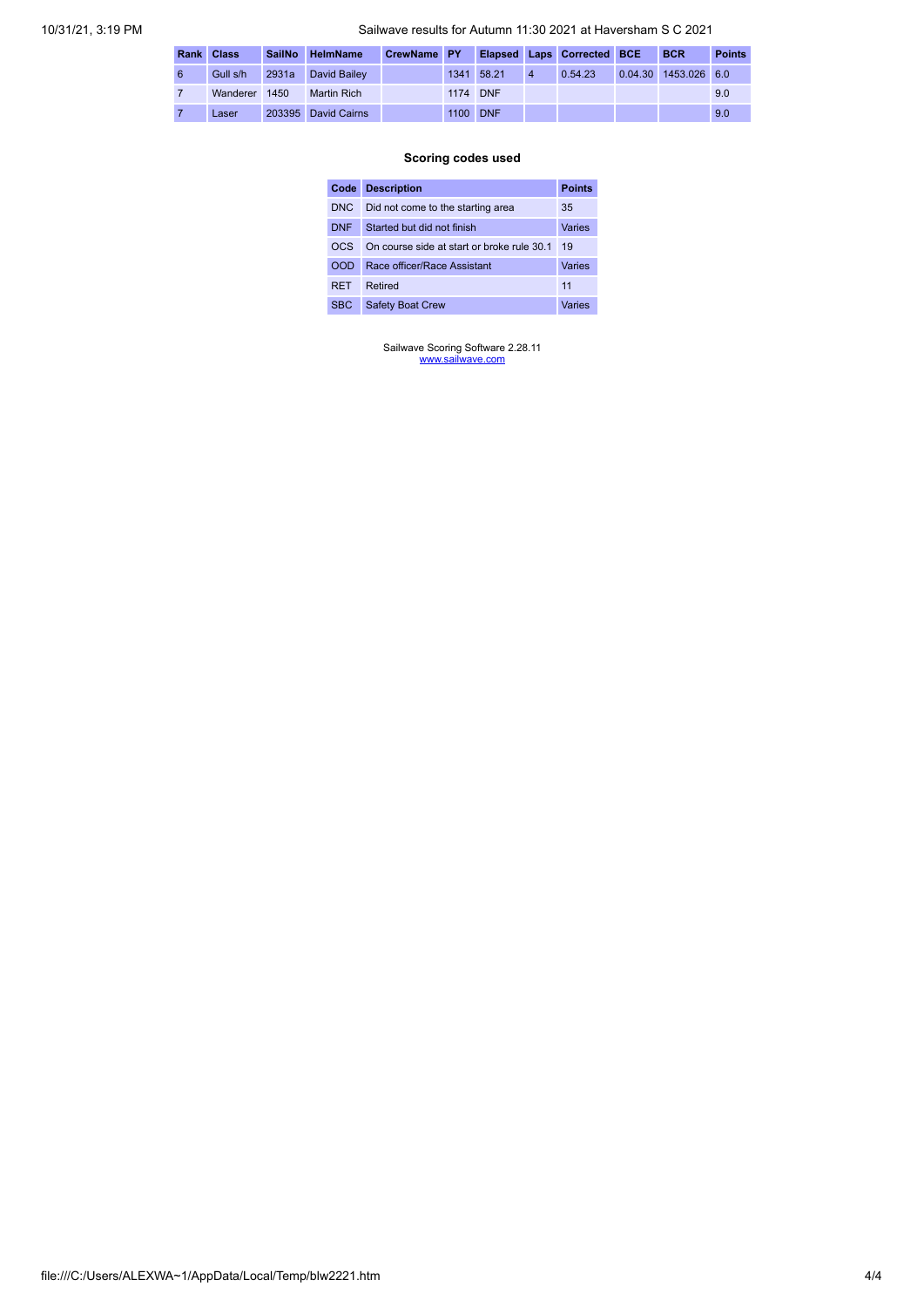| Rank | Class | SailNo | HelmName | CrewName | PY | Elapsed | Laps | Corrected | BCE | BCR | Points |
|---|---|---|---|---|---|---|---|---|---|---|---|
| 6 | Gull s/h | 2931a | David Bailey | | 1341 | 58.21 | 4 | 0.54.23 | 0.04.30 | 1453.026 | 6.0 |
| 7 | Wanderer | 1450 | Martin Rich | | 1174 | DNF | | | | | 9.0 |
| 7 | Laser | 203395 | David Cairns | | 1100 | DNF | | | | | 9.0 |

### Scoring codes used

| Code | Description | Points |
|---|---|---|
| DNC | Did not come to the starting area | 35 |
| DNF | Started but did not finish | Varies |
| OCS | On course side at start or broke rule 30.1 | 19 |
| OOD | Race officer/Race Assistant | Varies |
| RET | Retired | 11 |
| SBC | Safety Boat Crew | Varies |

Sailwave Scoring Software 2.28.11
www.sailwave.com